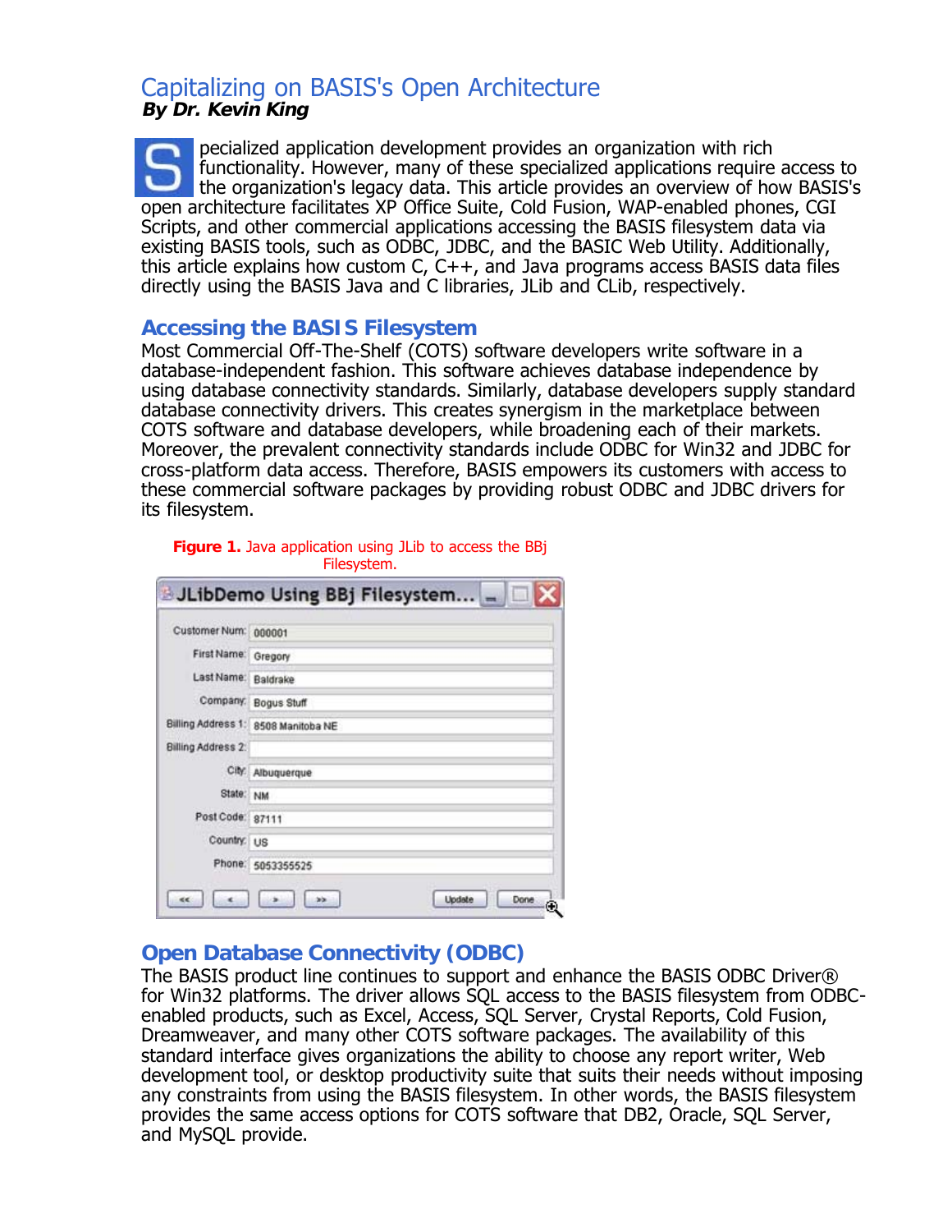# Capitalizing on BASIS's Open Architecture

***By Dr. Kevin King***

Specialized application development provides an organization with rich functionality. However, many of these specialized applications require access to the organization's legacy data. This article provides an overview of how BASIS's open architecture facilitates XP Office Suite, Cold Fusion, WAP-enabled phones, CGI Scripts, and other commercial applications accessing the BASIS filesystem data via existing BASIS tools, such as ODBC, JDBC, and the BASIC Web Utility. Additionally, this article explains how custom C, C++, and Java programs access BASIS data files directly using the BASIS Java and C libraries, JLib and CLib, respectively.

## Accessing the BASIS Filesystem

Most Commercial Off-The-Shelf (COTS) software developers write software in a database-independent fashion. This software achieves database independence by using database connectivity standards. Similarly, database developers supply standard database connectivity drivers. This creates synergism in the marketplace between COTS software and database developers, while broadening each of their markets. Moreover, the prevalent connectivity standards include ODBC for Win32 and JDBC for cross-platform data access. Therefore, BASIS empowers its customers with access to these commercial software packages by providing robust ODBC and JDBC drivers for its filesystem.

**Figure 1.** Java application using JLib to access the BBj Filesystem.

## Open Database Connectivity (ODBC)

The BASIS product line continues to support and enhance the BASIS ODBC Driver® for Win32 platforms. The driver allows SQL access to the BASIS filesystem from ODBC-enabled products, such as Excel, Access, SQL Server, Crystal Reports, Cold Fusion, Dreamweaver, and many other COTS software packages. The availability of this standard interface gives organizations the ability to choose any report writer, Web development tool, or desktop productivity suite that suits their needs without imposing any constraints from using the BASIS filesystem. In other words, the BASIS filesystem provides the same access options for COTS software that DB2, Oracle, SQL Server, and MySQL provide.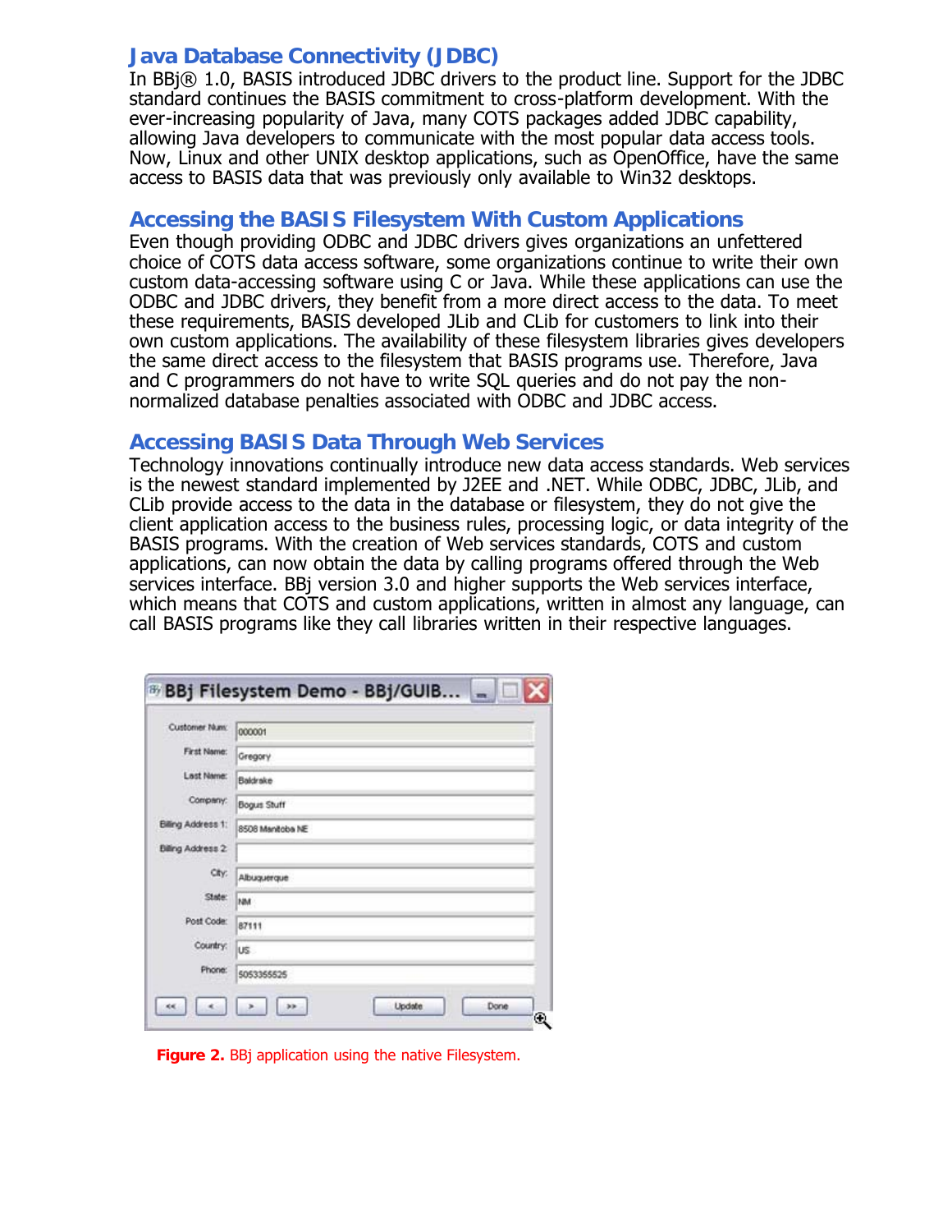## Java Database Connectivity (JDBC)

In BBj® 1.0, BASIS introduced JDBC drivers to the product line. Support for the JDBC standard continues the BASIS commitment to cross-platform development. With the ever-increasing popularity of Java, many COTS packages added JDBC capability, allowing Java developers to communicate with the most popular data access tools. Now, Linux and other UNIX desktop applications, such as OpenOffice, have the same access to BASIS data that was previously only available to Win32 desktops.

## Accessing the BASIS Filesystem With Custom Applications

Even though providing ODBC and JDBC drivers gives organizations an unfettered choice of COTS data access software, some organizations continue to write their own custom data-accessing software using C or Java. While these applications can use the ODBC and JDBC drivers, they benefit from a more direct access to the data. To meet these requirements, BASIS developed JLib and CLib for customers to link into their own custom applications. The availability of these filesystem libraries gives developers the same direct access to the filesystem that BASIS programs use. Therefore, Java and C programmers do not have to write SQL queries and do not pay the non-normalized database penalties associated with ODBC and JDBC access.

## Accessing BASIS Data Through Web Services

Technology innovations continually introduce new data access standards. Web services is the newest standard implemented by J2EE and .NET. While ODBC, JDBC, JLib, and CLib provide access to the data in the database or filesystem, they do not give the client application access to the business rules, processing logic, or data integrity of the BASIS programs. With the creation of Web services standards, COTS and custom applications, can now obtain the data by calling programs offered through the Web services interface. BBj version 3.0 and higher supports the Web services interface, which means that COTS and custom applications, written in almost any language, can call BASIS programs like they call libraries written in their respective languages.

**Figure 2.** BBj application using the native Filesystem.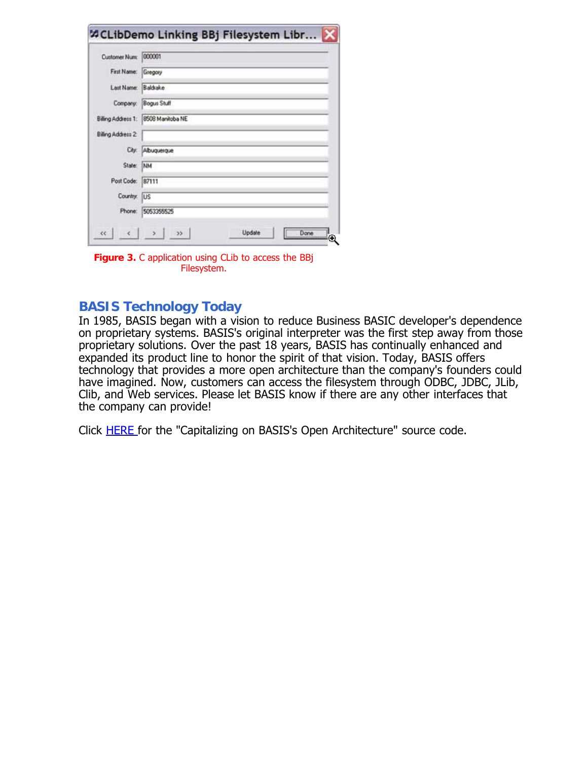Figure 3. C application using CLib to access the BBj Filesystem.

## BASIS Technology Today

In 1985, BASIS began with a vision to reduce Business BASIC developer's dependence on proprietary systems. BASIS's original interpreter was the first step away from those proprietary solutions. Over the past 18 years, BASIS has continually enhanced and expanded its product line to honor the spirit of that vision. Today, BASIS offers technology that provides a more open architecture than the company's founders could have imagined. Now, customers can access the filesystem through ODBC, JDBC, JLib, Clib, and Web services. Please let BASIS know if there are any other interfaces that the company can provide!

Click HERE for the "Capitalizing on BASIS's Open Architecture" source code.